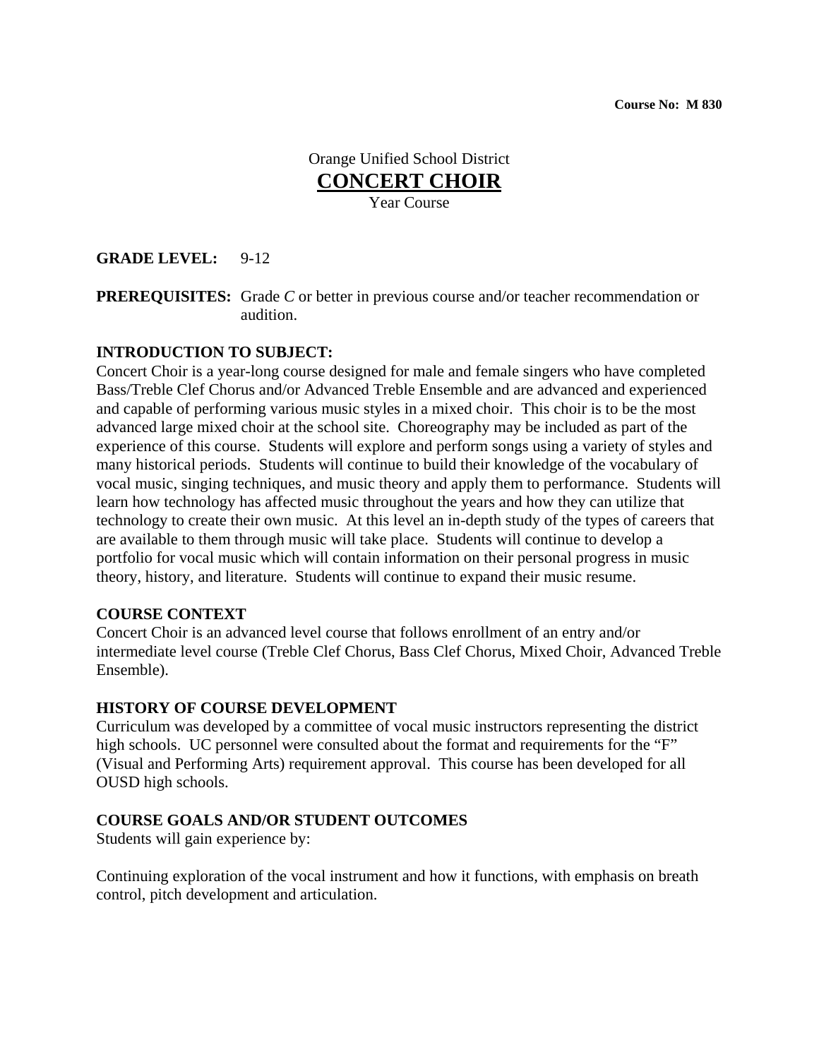**Course No: M 830**

Orange Unified School District

# CONCERT CHOIR

Year Course

**GRADE LEVEL:** 9-12

**PREREQUISITES:** Grade *C* or better in previous course and/or teacher recommendation or audition.

## INTRODUCTION TO SUBJECT:

Concert Choir is a year-long course designed for male and female singers who have completed Bass/Treble Clef Chorus and/or Advanced Treble Ensemble and are advanced and experienced and capable of performing various music styles in a mixed choir. This choir is to be the most advanced large mixed choir at the school site. Choreography may be included as part of the experience of this course. Students will explore and perform songs using a variety of styles and many historical periods. Students will continue to build their knowledge of the vocabulary of vocal music, singing techniques, and music theory and apply them to performance. Students will learn how technology has affected music throughout the years and how they can utilize that technology to create their own music. At this level an in-depth study of the types of careers that are available to them through music will take place. Students will continue to develop a portfolio for vocal music which will contain information on their personal progress in music theory, history, and literature. Students will continue to expand their music resume.

## COURSE CONTEXT

Concert Choir is an advanced level course that follows enrollment of an entry and/or intermediate level course (Treble Clef Chorus, Bass Clef Chorus, Mixed Choir, Advanced Treble Ensemble).

## HISTORY OF COURSE DEVELOPMENT

Curriculum was developed by a committee of vocal music instructors representing the district high schools. UC personnel were consulted about the format and requirements for the "F" (Visual and Performing Arts) requirement approval. This course has been developed for all OUSD high schools.

## COURSE GOALS AND/OR STUDENT OUTCOMES

Students will gain experience by:

Continuing exploration of the vocal instrument and how it functions, with emphasis on breath control, pitch development and articulation.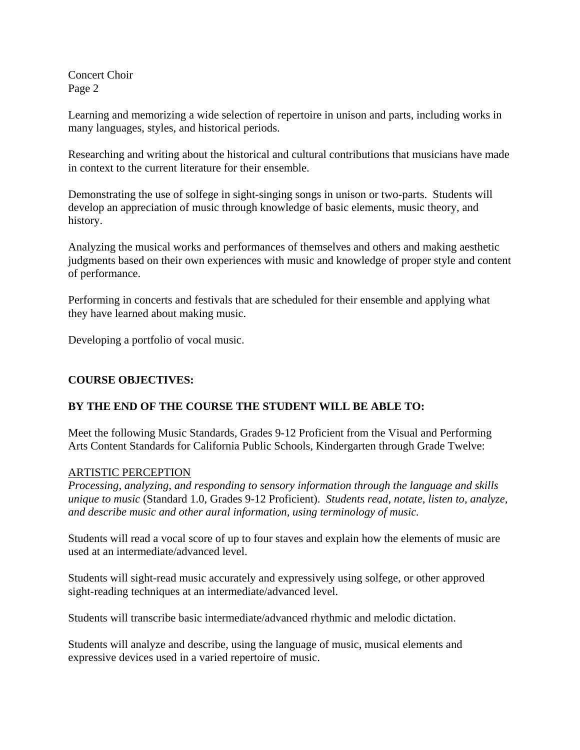Learning and memorizing a wide selection of repertoire in unison and parts, including works in many languages, styles, and historical periods.

Researching and writing about the historical and cultural contributions that musicians have made in context to the current literature for their ensemble.

Demonstrating the use of solfege in sight-singing songs in unison or two-parts. Students will develop an appreciation of music through knowledge of basic elements, music theory, and history.

Analyzing the musical works and performances of themselves and others and making aesthetic judgments based on their own experiences with music and knowledge of proper style and content of performance.

Performing in concerts and festivals that are scheduled for their ensemble and applying what they have learned about making music.

Developing a portfolio of vocal music.

**COURSE OBJECTIVES:**

**BY THE END OF THE COURSE THE STUDENT WILL BE ABLE TO:**

Meet the following Music Standards, Grades 9-12 Proficient from the Visual and Performing Arts Content Standards for California Public Schools, Kindergarten through Grade Twelve:

<u>ARTISTIC PERCEPTION</u>

*Processing, analyzing, and responding to sensory information through the language and skills unique to music* (Standard 1.0, Grades 9-12 Proficient). *Students read, notate, listen to, analyze, and describe music and other aural information, using terminology of music.*

Students will read a vocal score of up to four staves and explain how the elements of music are used at an intermediate/advanced level.

Students will sight-read music accurately and expressively using solfege, or other approved sight-reading techniques at an intermediate/advanced level.

Students will transcribe basic intermediate/advanced rhythmic and melodic dictation.

Students will analyze and describe, using the language of music, musical elements and expressive devices used in a varied repertoire of music.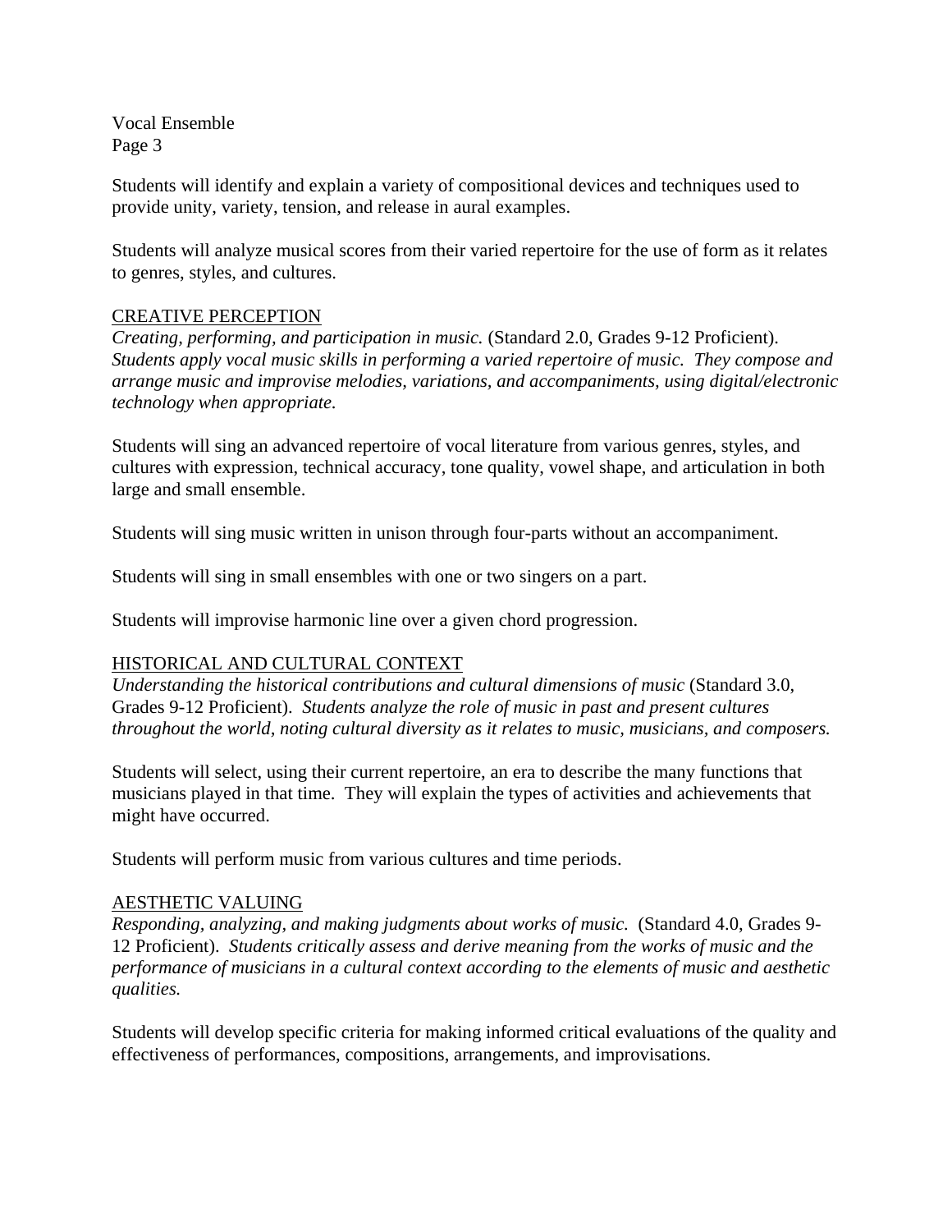Students will identify and explain a variety of compositional devices and techniques used to provide unity, variety, tension, and release in aural examples.

Students will analyze musical scores from their varied repertoire for the use of form as it relates to genres, styles, and cultures.

## CREATIVE PERCEPTION

*Creating, performing, and participation in music.* (Standard 2.0, Grades 9-12 Proficient). *Students apply vocal music skills in performing a varied repertoire of music. They compose and arrange music and improvise melodies, variations, and accompaniments, using digital/electronic technology when appropriate.*

Students will sing an advanced repertoire of vocal literature from various genres, styles, and cultures with expression, technical accuracy, tone quality, vowel shape, and articulation in both large and small ensemble.

Students will sing music written in unison through four-parts without an accompaniment.

Students will sing in small ensembles with one or two singers on a part.

Students will improvise harmonic line over a given chord progression.

## HISTORICAL AND CULTURAL CONTEXT

*Understanding the historical contributions and cultural dimensions of music* (Standard 3.0, Grades 9-12 Proficient). *Students analyze the role of music in past and present cultures throughout the world, noting cultural diversity as it relates to music, musicians, and composers.*

Students will select, using their current repertoire, an era to describe the many functions that musicians played in that time. They will explain the types of activities and achievements that might have occurred.

Students will perform music from various cultures and time periods.

## AESTHETIC VALUING

*Responding, analyzing, and making judgments about works of music.* (Standard 4.0, Grades 9-12 Proficient). *Students critically assess and derive meaning from the works of music and the performance of musicians in a cultural context according to the elements of music and aesthetic qualities.*

Students will develop specific criteria for making informed critical evaluations of the quality and effectiveness of performances, compositions, arrangements, and improvisations.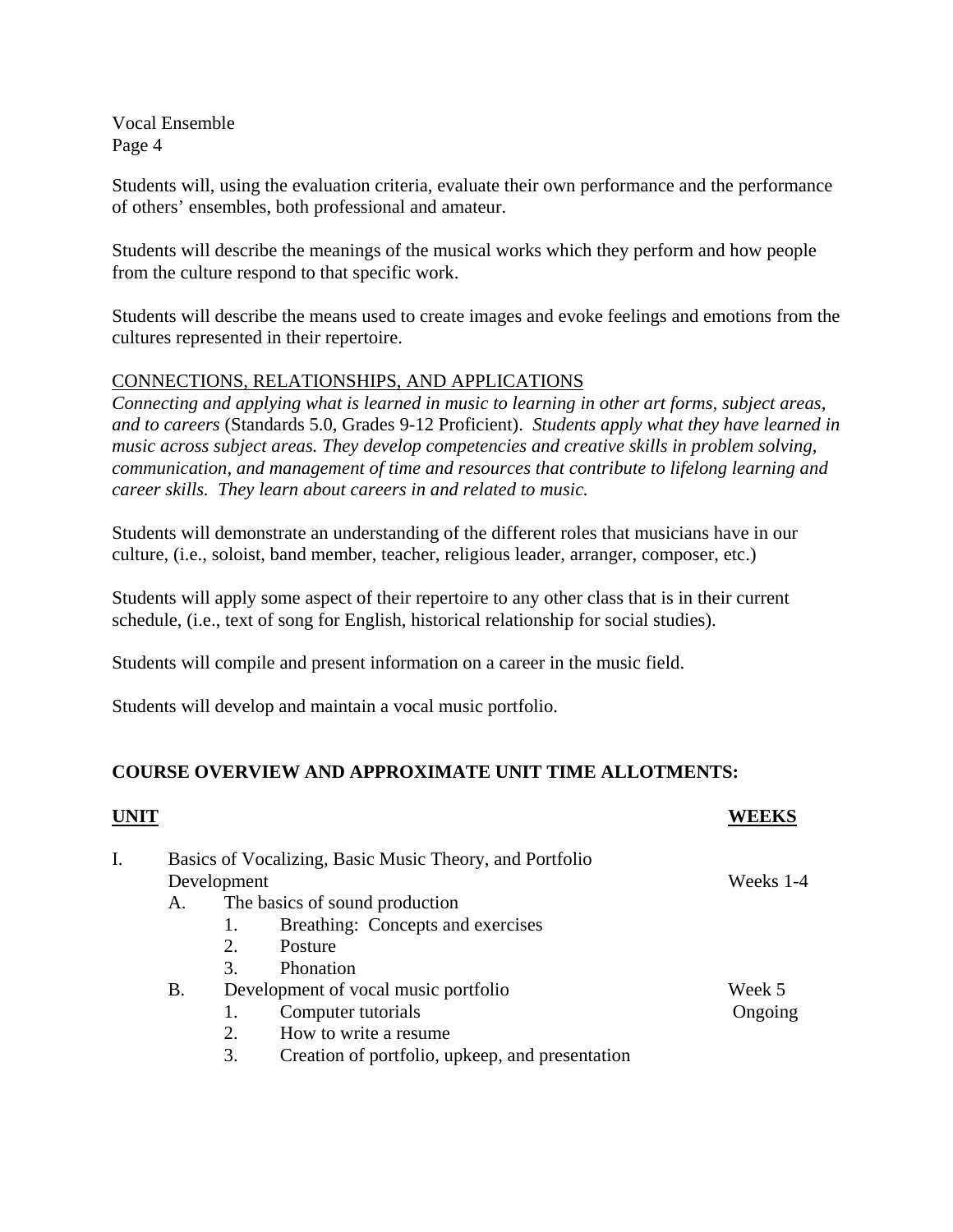Students will, using the evaluation criteria, evaluate their own performance and the performance of others' ensembles, both professional and amateur.

Students will describe the meanings of the musical works which they perform and how people from the culture respond to that specific work.

Students will describe the means used to create images and evoke feelings and emotions from the cultures represented in their repertoire.

CONNECTIONS, RELATIONSHIPS, AND APPLICATIONS

*Connecting and applying what is learned in music to learning in other art forms, subject areas, and to careers* (Standards 5.0, Grades 9-12 Proficient). *Students apply what they have learned in music across subject areas. They develop competencies and creative skills in problem solving, communication, and management of time and resources that contribute to lifelong learning and career skills. They learn about careers in and related to music.*

Students will demonstrate an understanding of the different roles that musicians have in our culture, (i.e., soloist, band member, teacher, religious leader, arranger, composer, etc.)

Students will apply some aspect of their repertoire to any other class that is in their current schedule, (i.e., text of song for English, historical relationship for social studies).

Students will compile and present information on a career in the music field.

Students will develop and maintain a vocal music portfolio.

**COURSE OVERVIEW AND APPROXIMATE UNIT TIME ALLOTMENTS:**

| UNIT | WEEKS |
|---|---|
| I. Basics of Vocalizing, Basic Music Theory, and Portfolio Development | Weeks 1-4 |
| A. The basics of sound production | |
| 1. Breathing: Concepts and exercises | |
| 2. Posture | |
| 3. Phonation | |
| B. Development of vocal music portfolio | Week 5 |
| 1. Computer tutorials | Ongoing |
| 2. How to write a resume | |
| 3. Creation of portfolio, upkeep, and presentation | |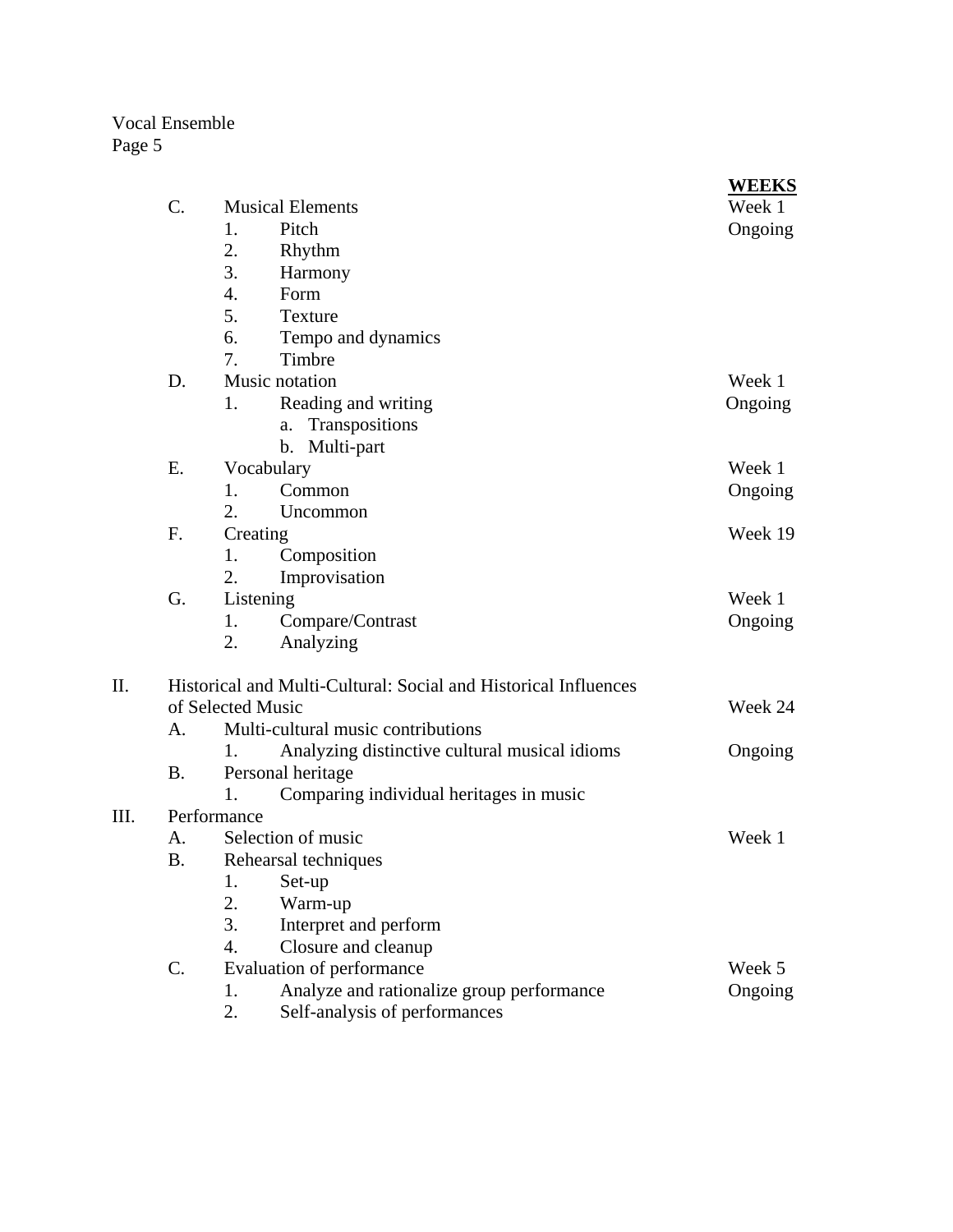| | WEEKS |
|---|---|
| C. Musical Elements | Week 1 |
| 1. Pitch | Ongoing |
| 2. Rhythm | |
| 3. Harmony | |
| 4. Form | |
| 5. Texture | |
| 6. Tempo and dynamics | |
| 7. Timbre | |
| D. Music notation | Week 1 |
| 1. Reading and writing | Ongoing |
| a. Transpositions | |
| b. Multi-part | |
| E. Vocabulary | Week 1 |
| 1. Common | Ongoing |
| 2. Uncommon | |
| F. Creating | Week 19 |
| 1. Composition | |
| 2. Improvisation | |
| G. Listening | Week 1 |
| 1. Compare/Contrast | Ongoing |
| 2. Analyzing | |
| II. Historical and Multi-Cultural: Social and Historical Influences of Selected Music | Week 24 |
| A. Multi-cultural music contributions | |
| 1. Analyzing distinctive cultural musical idioms | Ongoing |
| B. Personal heritage | |
| 1. Comparing individual heritages in music | |
| III. Performance | |
| A. Selection of music | Week 1 |
| B. Rehearsal techniques | |
| 1. Set-up | |
| 2. Warm-up | |
| 3. Interpret and perform | |
| 4. Closure and cleanup | |
| C. Evaluation of performance | Week 5 |
| 1. Analyze and rationalize group performance | Ongoing |
| 2. Self-analysis of performances | |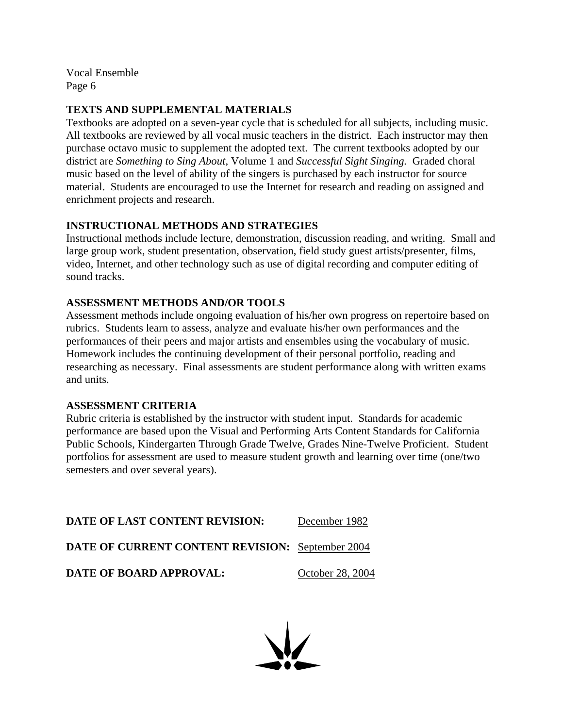## TEXTS AND SUPPLEMENTAL MATERIALS

Textbooks are adopted on a seven-year cycle that is scheduled for all subjects, including music. All textbooks are reviewed by all vocal music teachers in the district. Each instructor may then purchase octavo music to supplement the adopted text. The current textbooks adopted by our district are *Something to Sing About*, Volume 1 and *Successful Sight Singing.* Graded choral music based on the level of ability of the singers is purchased by each instructor for source material. Students are encouraged to use the Internet for research and reading on assigned and enrichment projects and research.

## INSTRUCTIONAL METHODS AND STRATEGIES

Instructional methods include lecture, demonstration, discussion reading, and writing. Small and large group work, student presentation, observation, field study guest artists/presenter, films, video, Internet, and other technology such as use of digital recording and computer editing of sound tracks.

## ASSESSMENT METHODS AND/OR TOOLS

Assessment methods include ongoing evaluation of his/her own progress on repertoire based on rubrics. Students learn to assess, analyze and evaluate his/her own performances and the performances of their peers and major artists and ensembles using the vocabulary of music. Homework includes the continuing development of their personal portfolio, reading and researching as necessary. Final assessments are student performance along with written exams and units.

## ASSESSMENT CRITERIA

Rubric criteria is established by the instructor with student input. Standards for academic performance are based upon the Visual and Performing Arts Content Standards for California Public Schools, Kindergarten Through Grade Twelve, Grades Nine-Twelve Proficient. Student portfolios for assessment are used to measure student growth and learning over time (one/two semesters and over several years).

**DATE OF LAST CONTENT REVISION:** December 1982

**DATE OF CURRENT CONTENT REVISION:** September 2004

**DATE OF BOARD APPROVAL:** October 28, 2004